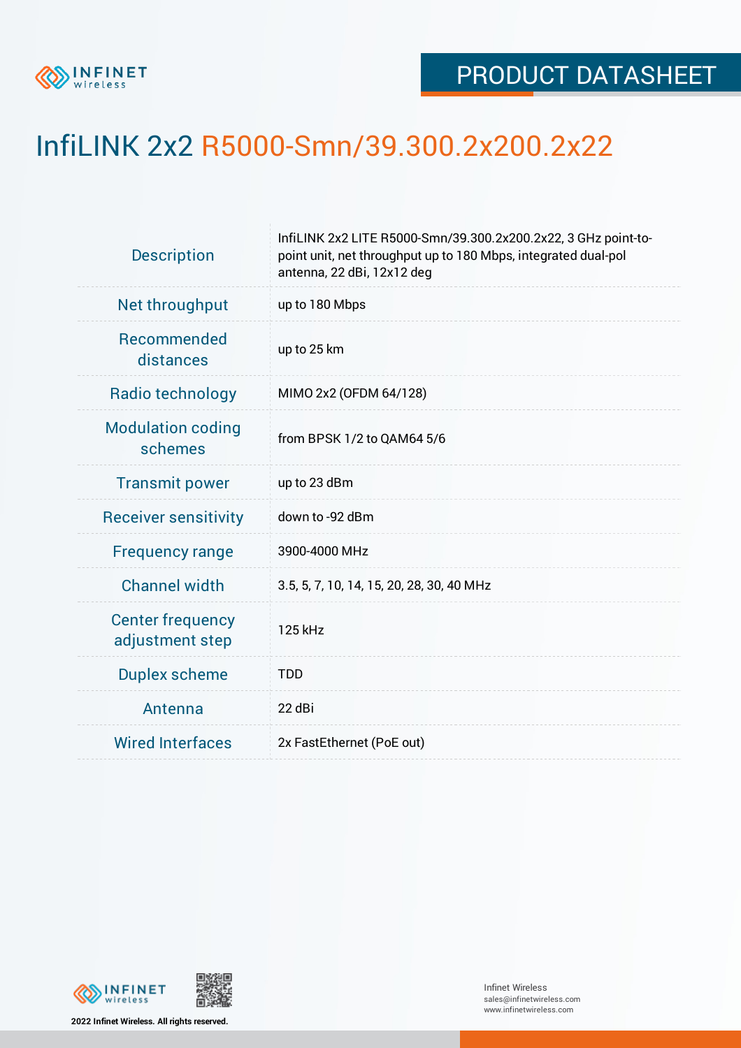PRODUCT DATASHEET

# InfiLINK 2x2 R5000-Smn/39.300.2x200.2x22

| | |
|---|---|
| Description | InfiLINK 2x2 LITE R5000-Smn/39.300.2x200.2x22, 3 GHz point-to-point unit, net throughput up to 180 Mbps, integrated dual-pol antenna, 22 dBi, 12x12 deg |
| Net throughput | up to 180 Mbps |
| Recommended distances | up to 25 km |
| Radio technology | MIMO 2x2 (OFDM 64/128) |
| Modulation coding schemes | from BPSK 1/2 to QAM64 5/6 |
| Transmit power | up to 23 dBm |
| Receiver sensitivity | down to -92 dBm |
| Frequency range | 3900-4000 MHz |
| Channel width | 3.5, 5, 7, 10, 14, 15, 20, 28, 30, 40 MHz |
| Center frequency adjustment step | 125 kHz |
| Duplex scheme | TDD |
| Antenna | 22 dBi |
| Wired Interfaces | 2x FastEthernet (PoE out) |

**2022 Infinet Wireless. All rights reserved.**

Infinet Wireless
sales@infinetwireless.com
www.infinetwireless.com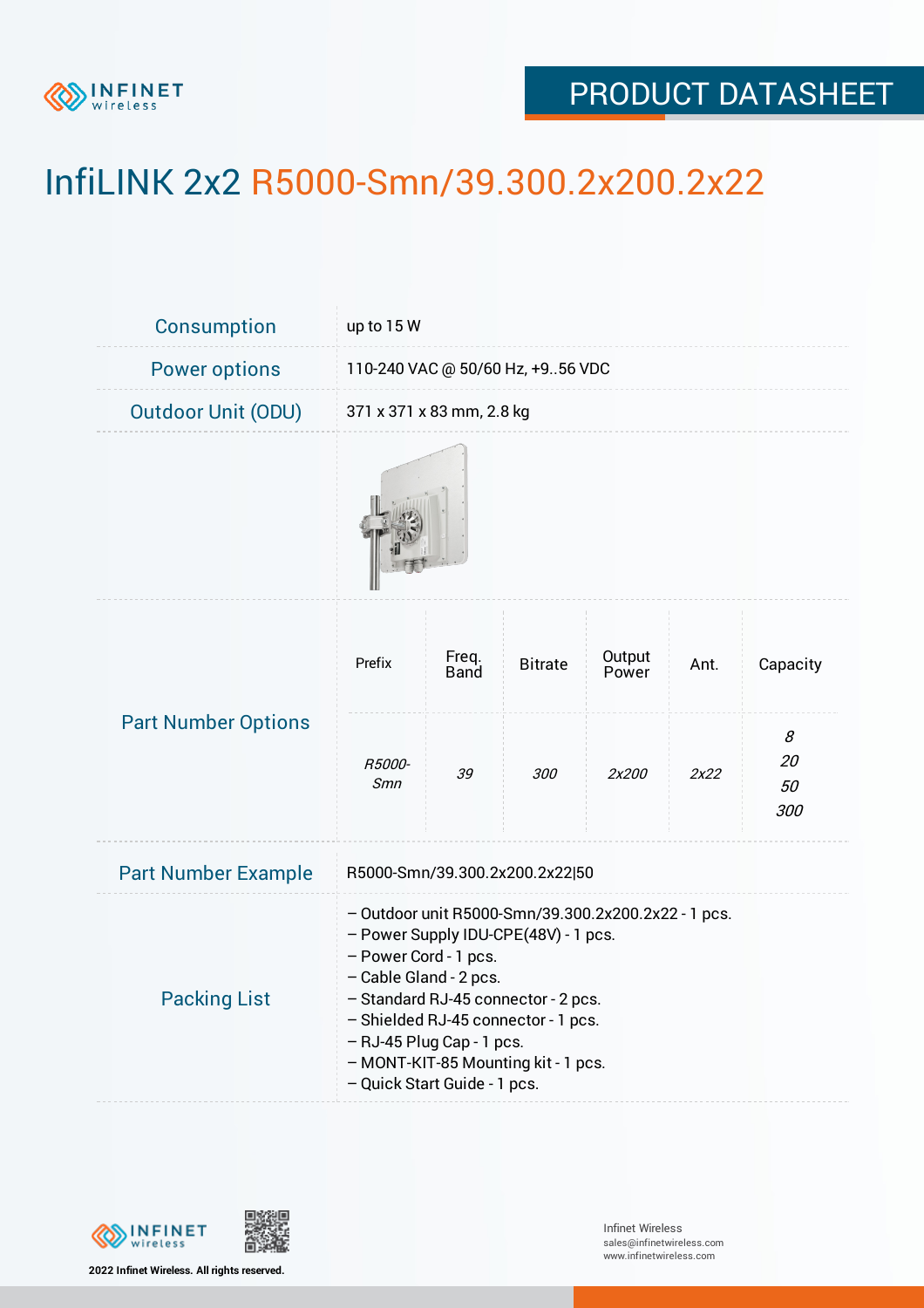# InfiLINK 2x2 R5000-Smn/39.300.2x200.2x22

| | |
|---|---|
| Consumption | up to 15 W |
| Power options | 110-240 VAC @ 50/60 Hz, +9..56 VDC |
| Outdoor Unit (ODU) | 371 x 371 x 83 mm, 2.8 kg |

**Part Number Options**

| Prefix | Freq. Band | Bitrate | Output Power | Ant. | Capacity |
|---|---|---|---|---|---|
| *R5000-Smn* | *39* | *300* | *2x200* | *2x22* | *8*<br>*20*<br>*50*<br>*300* |

| | |
|---|---|
| Part Number Example | R5000-Smn/39.300.2x200.2x22\|50 |

**Packing List**

- Outdoor unit R5000-Smn/39.300.2x200.2x22 - 1 pcs.
- Power Supply IDU-CPE(48V) - 1 pcs.
- Power Cord - 1 pcs.
- Cable Gland - 2 pcs.
- Standard RJ-45 connector - 2 pcs.
- Shielded RJ-45 connector - 1 pcs.
- RJ-45 Plug Cap - 1 pcs.
- MONT-KIT-85 Mounting kit - 1 pcs.
- Quick Start Guide - 1 pcs.

2022 Infinet Wireless. All rights reserved.

Infinet Wireless
sales@infinetwireless.com
www.infinetwireless.com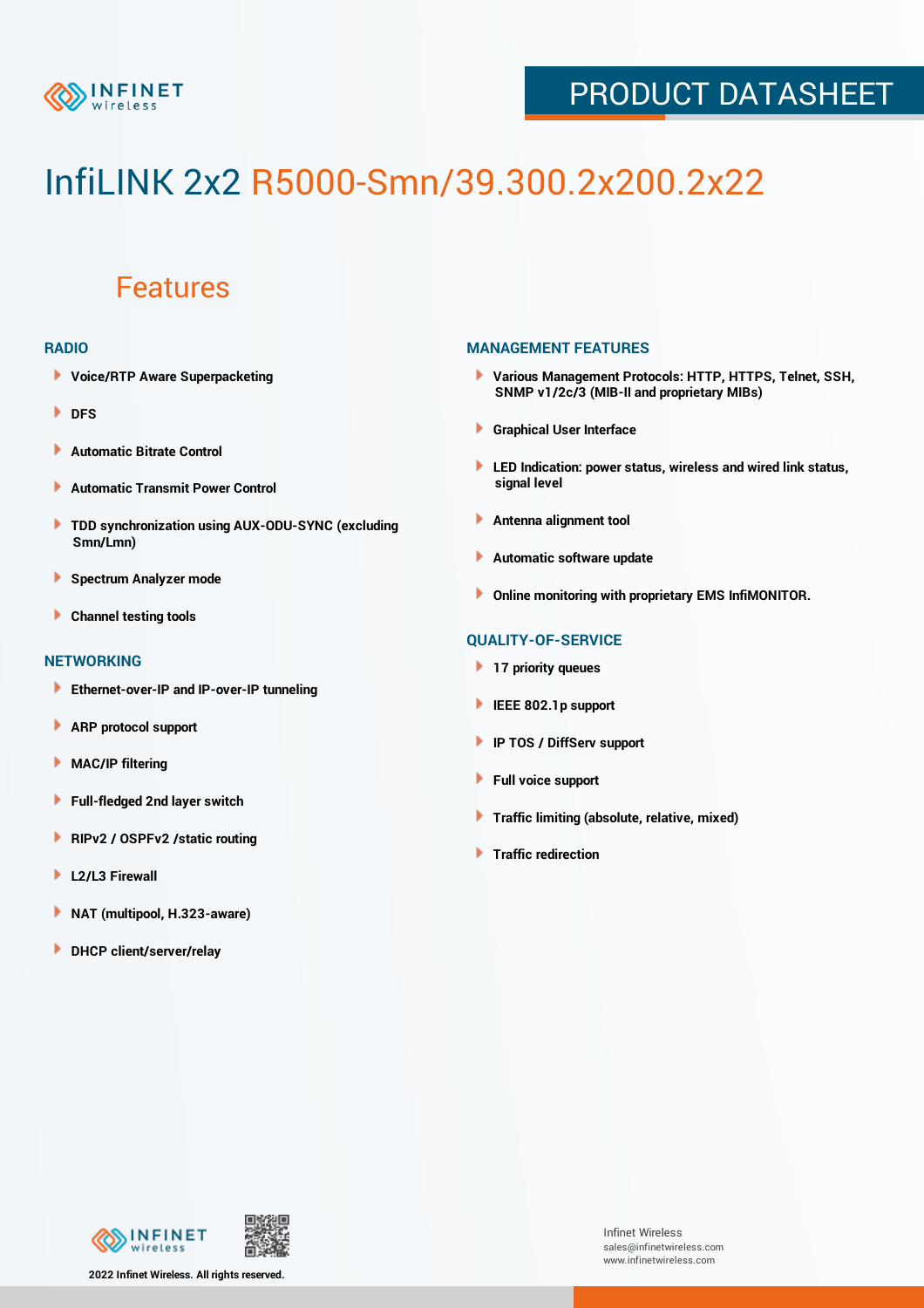# InfiLINK 2x2 R5000-Smn/39.300.2x200.2x22

## Features

### RADIO

- Voice/RTP Aware Superpacketing
- DFS
- Automatic Bitrate Control
- Automatic Transmit Power Control
- TDD synchronization using AUX-ODU-SYNC (excluding Smn/Lmn)
- Spectrum Analyzer mode
- Channel testing tools

### NETWORKING

- Ethernet-over-IP and IP-over-IP tunneling
- ARP protocol support
- MAC/IP filtering
- Full-fledged 2nd layer switch
- RIPv2 / OSPFv2 /static routing
- L2/L3 Firewall
- NAT (multipool, H.323-aware)
- DHCP client/server/relay

### MANAGEMENT FEATURES

- Various Management Protocols: HTTP, HTTPS, Telnet, SSH, SNMP v1/2c/3 (MIB-II and proprietary MIBs)
- Graphical User Interface
- LED Indication: power status, wireless and wired link status, signal level
- Antenna alignment tool
- Automatic software update
- Online monitoring with proprietary EMS InfiMONITOR.

### QUALITY-OF-SERVICE

- 17 priority queues
- IEEE 802.1p support
- IP TOS / DiffServ support
- Full voice support
- Traffic limiting (absolute, relative, mixed)
- Traffic redirection

2022 Infinet Wireless. All rights reserved.

Infinet Wireless
sales@infinetwireless.com
www.infinetwireless.com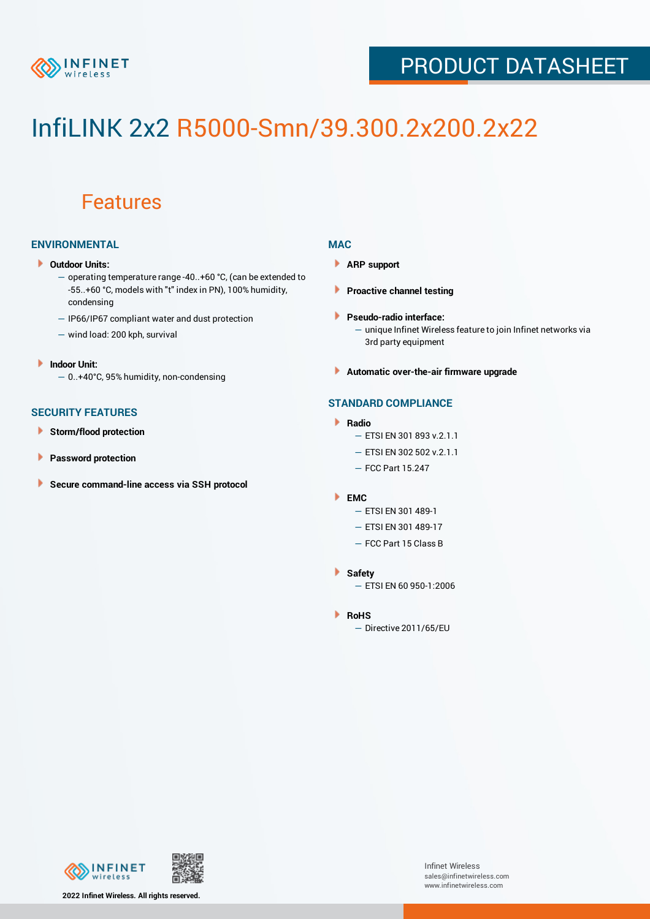# InfiLINK 2x2 R5000-Smn/39.300.2x200.2x22

## Features

### ENVIRONMENTAL

- **Outdoor Units:**
  - operating temperature range -40..+60 °C, (can be extended to -55..+60 °C, models with "t" index in PN), 100% humidity, condensing
  - IP66/IP67 compliant water and dust protection
  - wind load: 200 kph, survival
- **Indoor Unit:**
  - 0..+40°C, 95% humidity, non-condensing

### SECURITY FEATURES

- **Storm/flood protection**
- **Password protection**
- **Secure command-line access via SSH protocol**

### MAC

- **ARP support**
- **Proactive channel testing**
- **Pseudo-radio interface:**
  - unique Infinet Wireless feature to join Infinet networks via 3rd party equipment
- **Automatic over-the-air firmware upgrade**

### STANDARD COMPLIANCE

- **Radio**
  - ETSI EN 301 893 v.2.1.1
  - ETSI EN 302 502 v.2.1.1
  - FCC Part 15.247
- **EMC**
  - ETSI EN 301 489-1
  - ETSI EN 301 489-17
  - FCC Part 15 Class B
- **Safety**
  - ETSI EN 60 950-1:2006
- **RoHS**
  - Directive 2011/65/EU

2022 Infinet Wireless. All rights reserved.

Infinet Wireless
sales@infinetwireless.com
www.infinetwireless.com